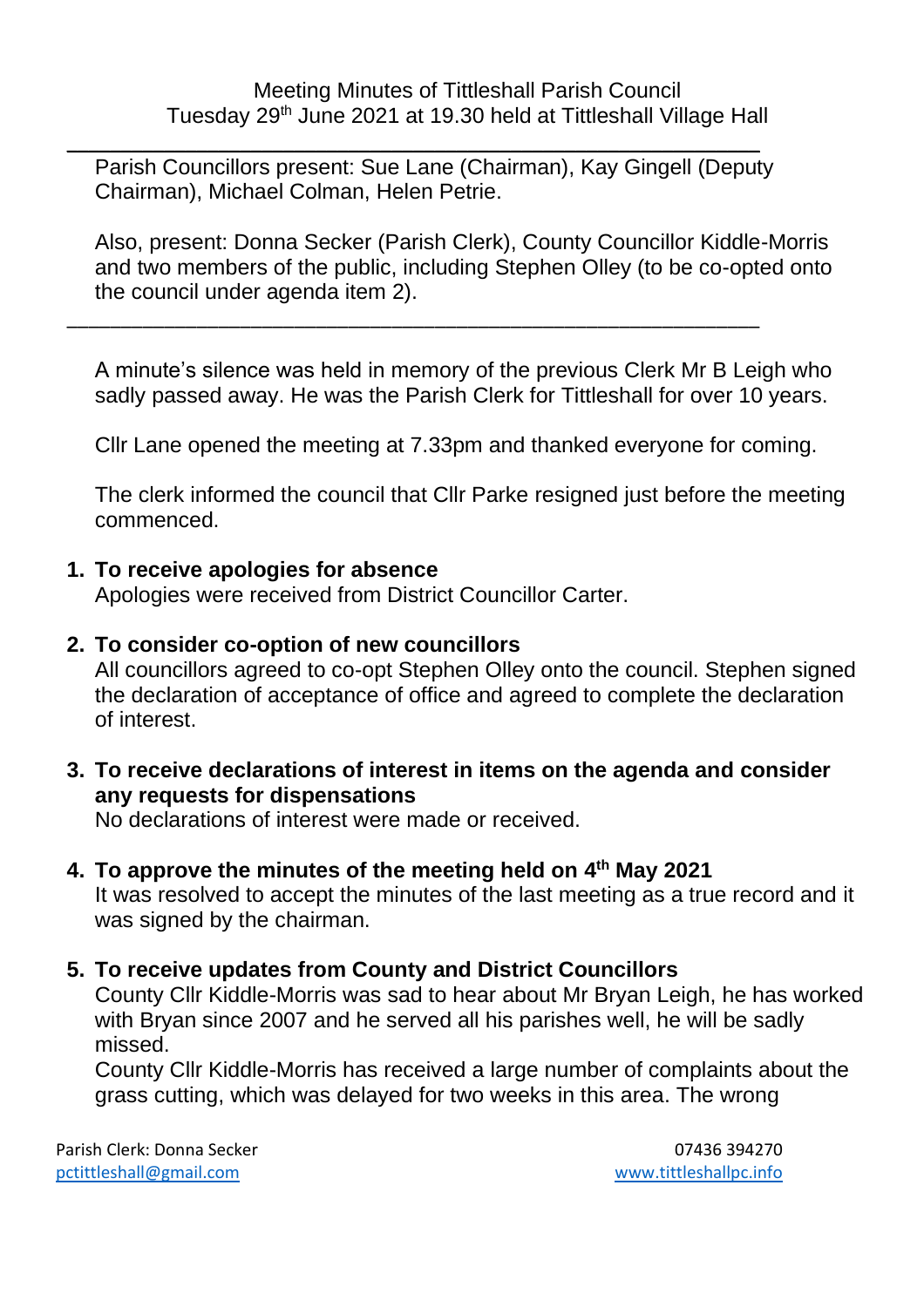# Meeting Minutes of Tittleshall Parish Council
## Tuesday 29th June 2021 at 19.30 held at Tittleshall Village Hall

---

Parish Councillors present: Sue Lane (Chairman), Kay Gingell (Deputy Chairman), Michael Colman, Helen Petrie.

Also, present: Donna Secker (Parish Clerk), County Councillor Kiddle-Morris and two members of the public, including Stephen Olley (to be co-opted onto the council under agenda item 2).

---

A minute's silence was held in memory of the previous Clerk Mr B Leigh who sadly passed away. He was the Parish Clerk for Tittleshall for over 10 years.

Cllr Lane opened the meeting at 7.33pm and thanked everyone for coming.

The clerk informed the council that Cllr Parke resigned just before the meeting commenced.

1. **To receive apologies for absence**
   Apologies were received from District Councillor Carter.

2. **To consider co-option of new councillors**
   All councillors agreed to co-opt Stephen Olley onto the council. Stephen signed the declaration of acceptance of office and agreed to complete the declaration of interest.

3. **To receive declarations of interest in items on the agenda and consider any requests for dispensations**
   No declarations of interest were made or received.

4. **To approve the minutes of the meeting held on 4th May 2021**
   It was resolved to accept the minutes of the last meeting as a true record and it was signed by the chairman.

5. **To receive updates from County and District Councillors**
   County Cllr Kiddle-Morris was sad to hear about Mr Bryan Leigh, he has worked with Bryan since 2007 and he served all his parishes well, he will be sadly missed.
   County Cllr Kiddle-Morris has received a large number of complaints about the grass cutting, which was delayed for two weeks in this area. The wrong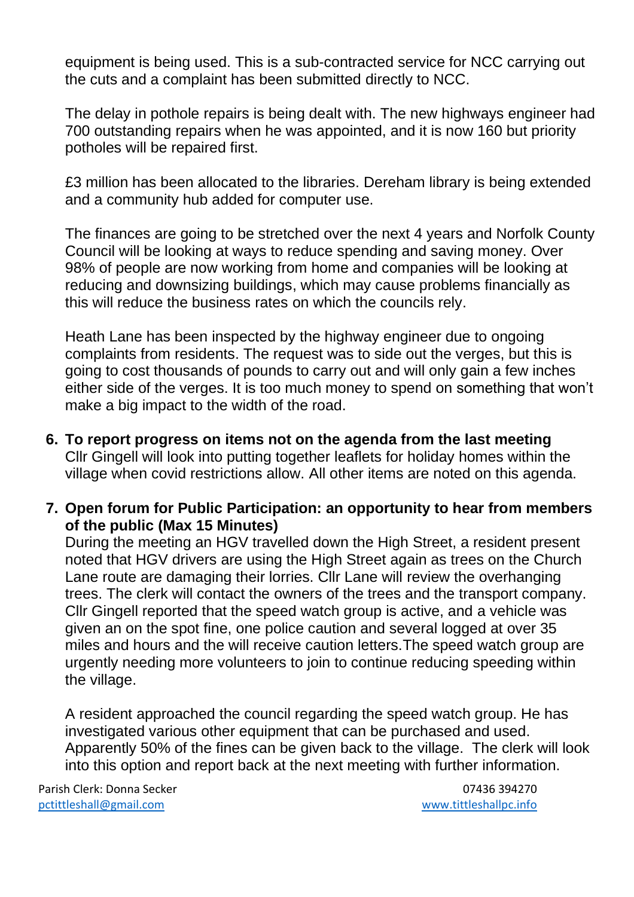equipment is being used. This is a sub-contracted service for NCC carrying out the cuts and a complaint has been submitted directly to NCC.

The delay in pothole repairs is being dealt with. The new highways engineer had 700 outstanding repairs when he was appointed, and it is now 160 but priority potholes will be repaired first.

£3 million has been allocated to the libraries. Dereham library is being extended and a community hub added for computer use.

The finances are going to be stretched over the next 4 years and Norfolk County Council will be looking at ways to reduce spending and saving money. Over 98% of people are now working from home and companies will be looking at reducing and downsizing buildings, which may cause problems financially as this will reduce the business rates on which the councils rely.

Heath Lane has been inspected by the highway engineer due to ongoing complaints from residents. The request was to side out the verges, but this is going to cost thousands of pounds to carry out and will only gain a few inches either side of the verges. It is too much money to spend on something that won't make a big impact to the width of the road.

6. **To report progress on items not on the agenda from the last meeting**
   Cllr Gingell will look into putting together leaflets for holiday homes within the village when covid restrictions allow. All other items are noted on this agenda.

7. **Open forum for Public Participation: an opportunity to hear from members of the public (Max 15 Minutes)**
   During the meeting an HGV travelled down the High Street, a resident present noted that HGV drivers are using the High Street again as trees on the Church Lane route are damaging their lorries. Cllr Lane will review the overhanging trees. The clerk will contact the owners of the trees and the transport company. Cllr Gingell reported that the speed watch group is active, and a vehicle was given an on the spot fine, one police caution and several logged at over 35 miles and hours and the will receive caution letters.The speed watch group are urgently needing more volunteers to join to continue reducing speeding within the village.

   A resident approached the council regarding the speed watch group. He has investigated various other equipment that can be purchased and used. Apparently 50% of the fines can be given back to the village. The clerk will look into this option and report back at the next meeting with further information.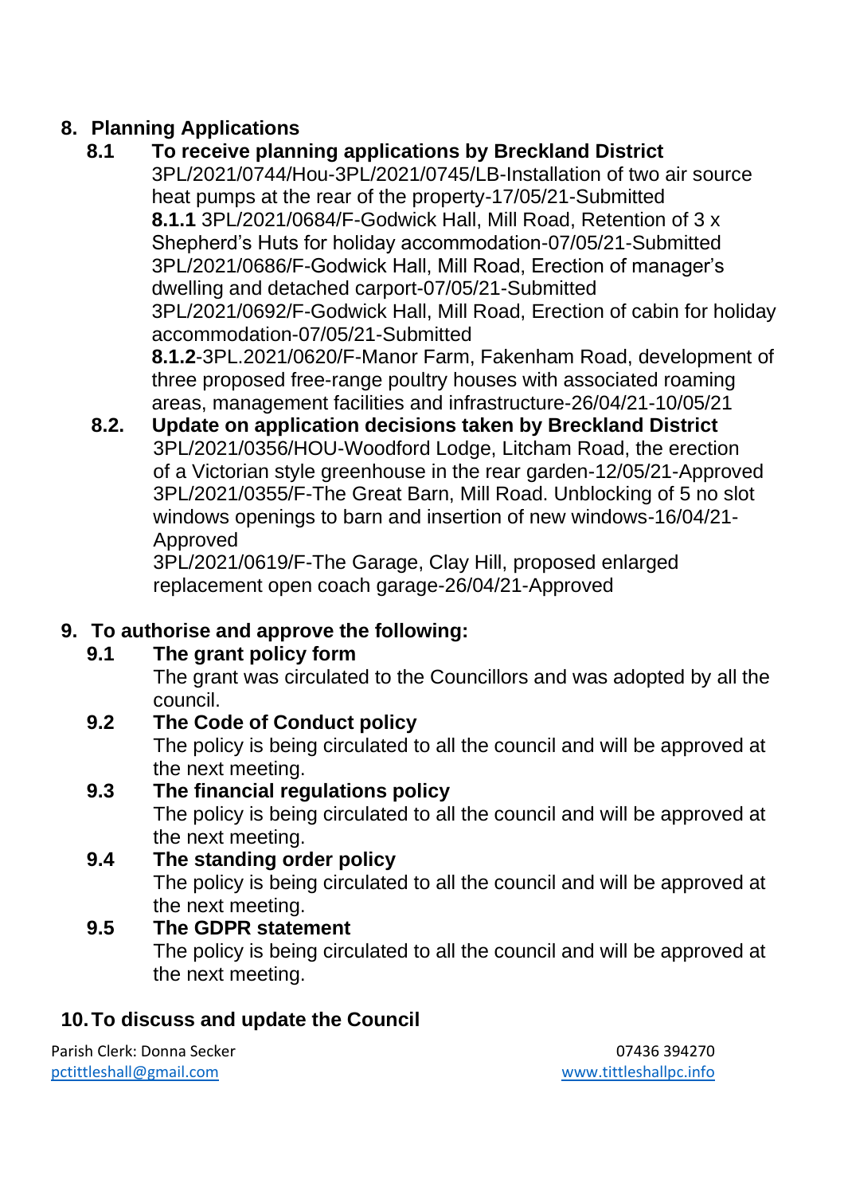## 8. Planning Applications

### 8.1 To receive planning applications by Breckland District

3PL/2021/0744/Hou-3PL/2021/0745/LB-Installation of two air source heat pumps at the rear of the property-17/05/21-Submitted

**8.1.1** 3PL/2021/0684/F-Godwick Hall, Mill Road, Retention of 3 x Shepherd's Huts for holiday accommodation-07/05/21-Submitted

3PL/2021/0686/F-Godwick Hall, Mill Road, Erection of manager's dwelling and detached carport-07/05/21-Submitted

3PL/2021/0692/F-Godwick Hall, Mill Road, Erection of cabin for holiday accommodation-07/05/21-Submitted

**8.1.2**-3PL.2021/0620/F-Manor Farm, Fakenham Road, development of three proposed free-range poultry houses with associated roaming areas, management facilities and infrastructure-26/04/21-10/05/21

### 8.2. Update on application decisions taken by Breckland District

3PL/2021/0356/HOU-Woodford Lodge, Litcham Road, the erection of a Victorian style greenhouse in the rear garden-12/05/21-Approved

3PL/2021/0355/F-The Great Barn, Mill Road. Unblocking of 5 no slot windows openings to barn and insertion of new windows-16/04/21-Approved

3PL/2021/0619/F-The Garage, Clay Hill, proposed enlarged replacement open coach garage-26/04/21-Approved

## 9. To authorise and approve the following:

### 9.1 The grant policy form

The grant was circulated to the Councillors and was adopted by all the council.

### 9.2 The Code of Conduct policy

The policy is being circulated to all the council and will be approved at the next meeting.

### 9.3 The financial regulations policy

The policy is being circulated to all the council and will be approved at the next meeting.

### 9.4 The standing order policy

The policy is being circulated to all the council and will be approved at the next meeting.

### 9.5 The GDPR statement

The policy is being circulated to all the council and will be approved at the next meeting.

## 10. To discuss and update the Council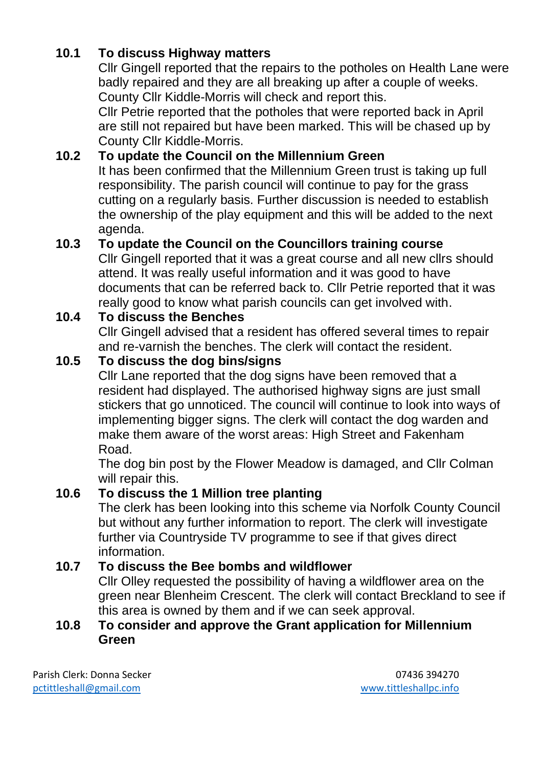**10.1 To discuss Highway matters**

Cllr Gingell reported that the repairs to the potholes on Health Lane were badly repaired and they are all breaking up after a couple of weeks. County Cllr Kiddle-Morris will check and report this.
Cllr Petrie reported that the potholes that were reported back in April are still not repaired but have been marked. This will be chased up by County Cllr Kiddle-Morris.

**10.2 To update the Council on the Millennium Green**

It has been confirmed that the Millennium Green trust is taking up full responsibility. The parish council will continue to pay for the grass cutting on a regularly basis. Further discussion is needed to establish the ownership of the play equipment and this will be added to the next agenda.

**10.3 To update the Council on the Councillors training course**

Cllr Gingell reported that it was a great course and all new cllrs should attend. It was really useful information and it was good to have documents that can be referred back to. Cllr Petrie reported that it was really good to know what parish councils can get involved with.

**10.4 To discuss the Benches**

Cllr Gingell advised that a resident has offered several times to repair and re-varnish the benches. The clerk will contact the resident.

**10.5 To discuss the dog bins/signs**

Cllr Lane reported that the dog signs have been removed that a resident had displayed. The authorised highway signs are just small stickers that go unnoticed. The council will continue to look into ways of implementing bigger signs. The clerk will contact the dog warden and make them aware of the worst areas: High Street and Fakenham Road.
The dog bin post by the Flower Meadow is damaged, and Cllr Colman will repair this.

**10.6 To discuss the 1 Million tree planting**

The clerk has been looking into this scheme via Norfolk County Council but without any further information to report. The clerk will investigate further via Countryside TV programme to see if that gives direct information.

**10.7 To discuss the Bee bombs and wildflower**

Cllr Olley requested the possibility of having a wildflower area on the green near Blenheim Crescent. The clerk will contact Breckland to see if this area is owned by them and if we can seek approval.

**10.8 To consider and approve the Grant application for Millennium Green**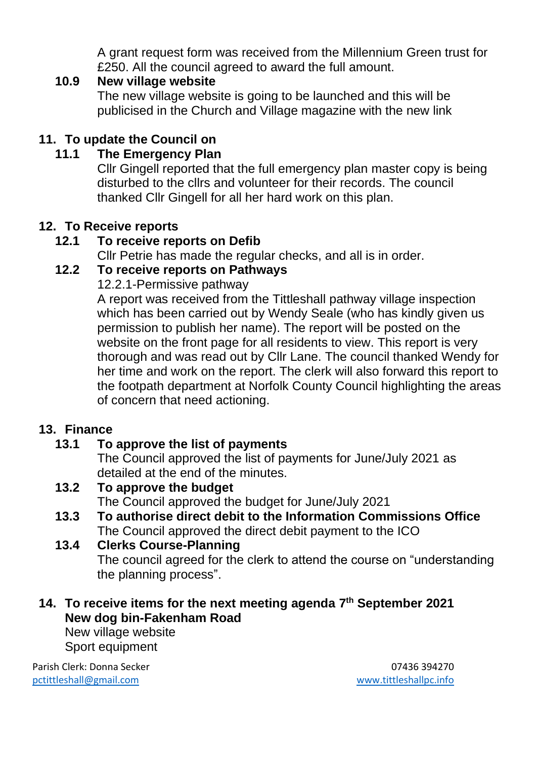A grant request form was received from the Millennium Green trust for £250. All the council agreed to award the full amount.

**10.9 New village website**

The new village website is going to be launched and this will be publicised in the Church and Village magazine with the new link

## 11. To update the Council on

**11.1 The Emergency Plan**

Cllr Gingell reported that the full emergency plan master copy is being disturbed to the cllrs and volunteer for their records. The council thanked Cllr Gingell for all her hard work on this plan.

## 12. To Receive reports

**12.1 To receive reports on Defib**

Cllr Petrie has made the regular checks, and all is in order.

**12.2 To receive reports on Pathways**

12.2.1-Permissive pathway

A report was received from the Tittleshall pathway village inspection which has been carried out by Wendy Seale (who has kindly given us permission to publish her name). The report will be posted on the website on the front page for all residents to view. This report is very thorough and was read out by Cllr Lane. The council thanked Wendy for her time and work on the report. The clerk will also forward this report to the footpath department at Norfolk County Council highlighting the areas of concern that need actioning.

## 13. Finance

**13.1 To approve the list of payments**

The Council approved the list of payments for June/July 2021 as detailed at the end of the minutes.

**13.2 To approve the budget**

The Council approved the budget for June/July 2021

**13.3 To authorise direct debit to the Information Commissions Office**

The Council approved the direct debit payment to the ICO

**13.4 Clerks Course-Planning**

The council agreed for the clerk to attend the course on "understanding the planning process".

## 14. To receive items for the next meeting agenda 7th September 2021

**New dog bin-Fakenham Road**

New village website

Sport equipment

Parish Clerk: Donna Secker 07436 394270
pctittleshall@gmail.com www.tittleshallpc.info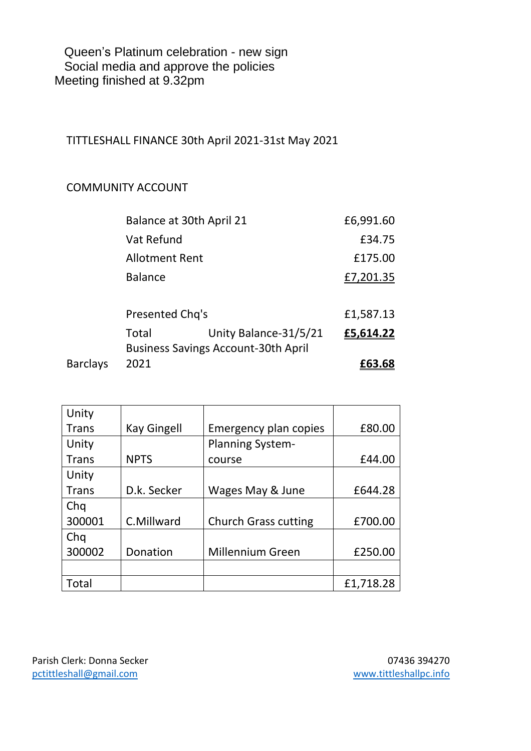Queen's Platinum celebration - new sign
Social media and approve the policies
Meeting finished at 9.32pm

TITTLESHALL FINANCE 30th April 2021-31st May 2021

COMMUNITY ACCOUNT

| | | | |
|---|---|---|---|
| | Balance at 30th April 21 | | £6,991.60 |
| | Vat Refund | | £34.75 |
| | Allotment Rent | | £175.00 |
| | Balance | | £7,201.35 |
| | | | |
| | Presented Chq's | | £1,587.13 |
| | Total | Unity Balance-31/5/21 | **£5,614.22** |
| Barclays | Business Savings Account-30th April 2021 | | **£63.68** |

| | | | |
|---|---|---|---|
| Unity Trans | Kay Gingell | Emergency plan copies | £80.00 |
| Unity Trans | NPTS | Planning System-course | £44.00 |
| Unity Trans | D.k. Secker | Wages May & June | £644.28 |
| Chq 300001 | C.Millward | Church Grass cutting | £700.00 |
| Chq 300002 | Donation | Millennium Green | £250.00 |
| | | | |
| Total | | | £1,718.28 |

Parish Clerk: Donna Secker
pctittleshall@gmail.com

07436 394270
www.tittleshallpc.info